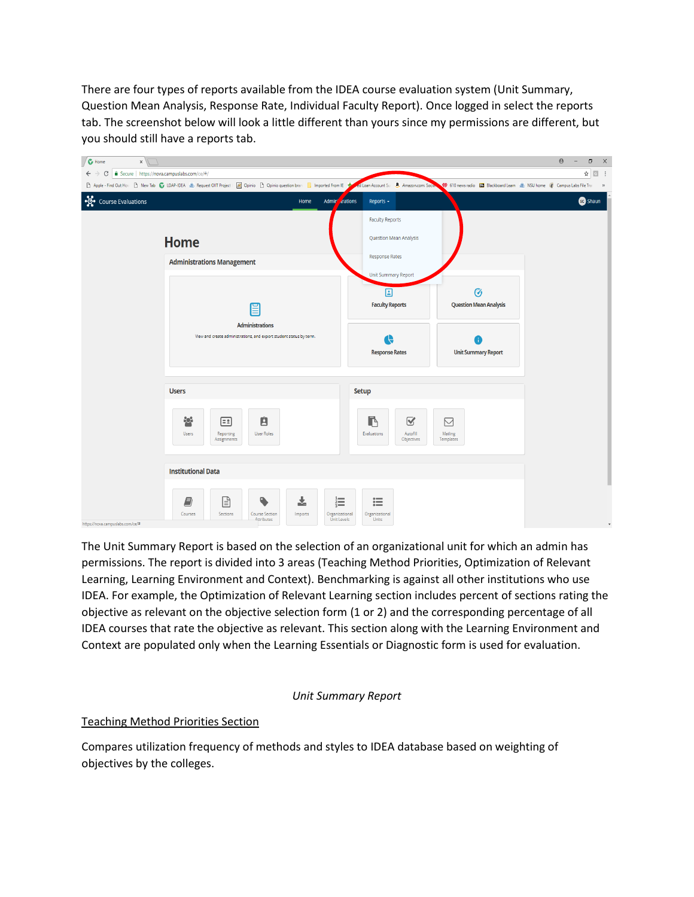There are four types of reports available from the IDEA course evaluation system (Unit Summary, Question Mean Analysis, Response Rate, Individual Faculty Report). Once logged in select the reports tab. The screenshot below will look a little different than yours since my permissions are different, but you should still have a reports tab.

The Unit Summary Report is based on the selection of an organizational unit for which an admin has permissions. The report is divided into 3 areas (Teaching Method Priorities, Optimization of Relevant Learning, Learning Environment and Context). Benchmarking is against all other institutions who use IDEA. For example, the Optimization of Relevant Learning section includes percent of sections rating the objective as relevant on the objective selection form (1 or 2) and the corresponding percentage of all IDEA courses that rate the objective as relevant. This section along with the Learning Environment and Context are populated only when the Learning Essentials or Diagnostic form is used for evaluation.

*Unit Summary Report*

<u>Teaching Method Priorities Section</u>

Compares utilization frequency of methods and styles to IDEA database based on weighting of objectives by the colleges.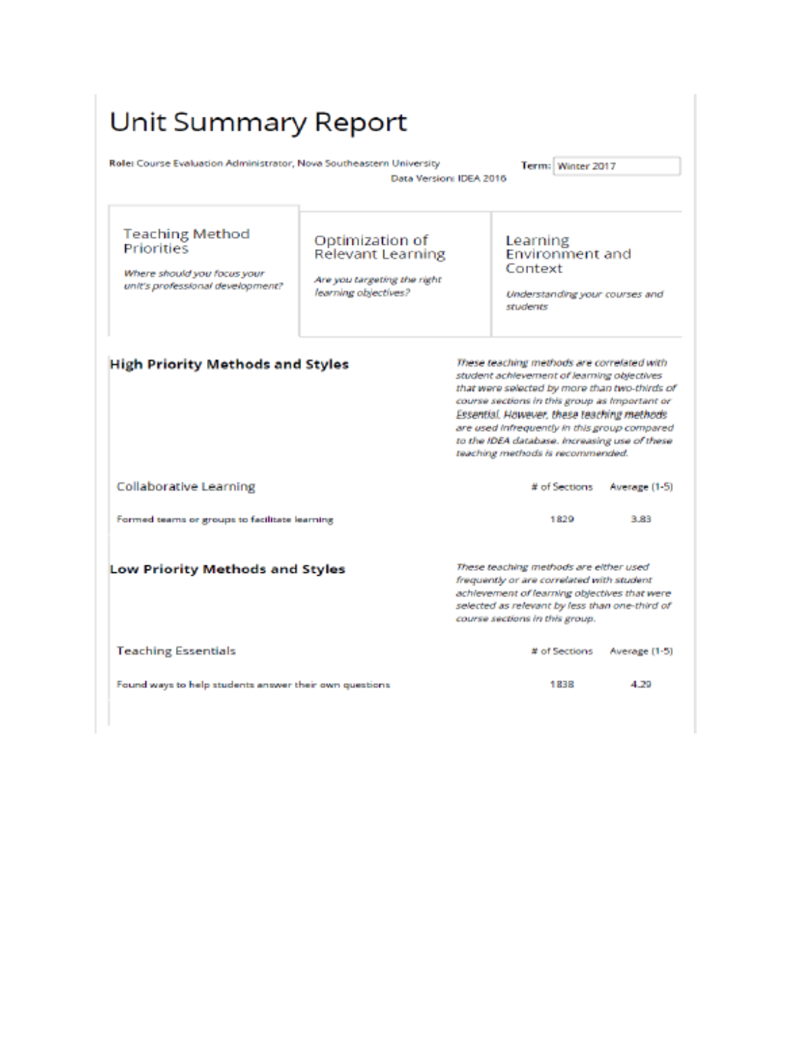# Unit Summary Report

**Role:** Course Evaluation Administrator, Nova Southeastern University

**Term:** Winter 2017

Data Version: IDEA 2016

| Teaching Method Priorities | Optimization of Relevant Learning | Learning Environment and Context |
|---|---|---|
| *Where should you focus your unit's professional development?* | *Are you targeting the right learning objectives?* | *Understanding your courses and students* |

## High Priority Methods and Styles

*These teaching methods are correlated with student achievement of learning objectives that were selected by more than two-thirds of course sections in this group as Important or Essential. However, these teaching methods are used infrequently in this group compared to the IDEA database. Increasing use of these teaching methods is recommended.*

| Collaborative Learning | # of Sections | Average (1-5) |
|---|---|---|
| Formed teams or groups to facilitate learning | 1829 | 3.83 |

## Low Priority Methods and Styles

*These teaching methods are either used frequently or are correlated with student achievement of learning objectives that were selected as relevant by less than one-third of course sections in this group.*

| Teaching Essentials | # of Sections | Average (1-5) |
|---|---|---|
| Found ways to help students answer their own questions | 1838 | 4.29 |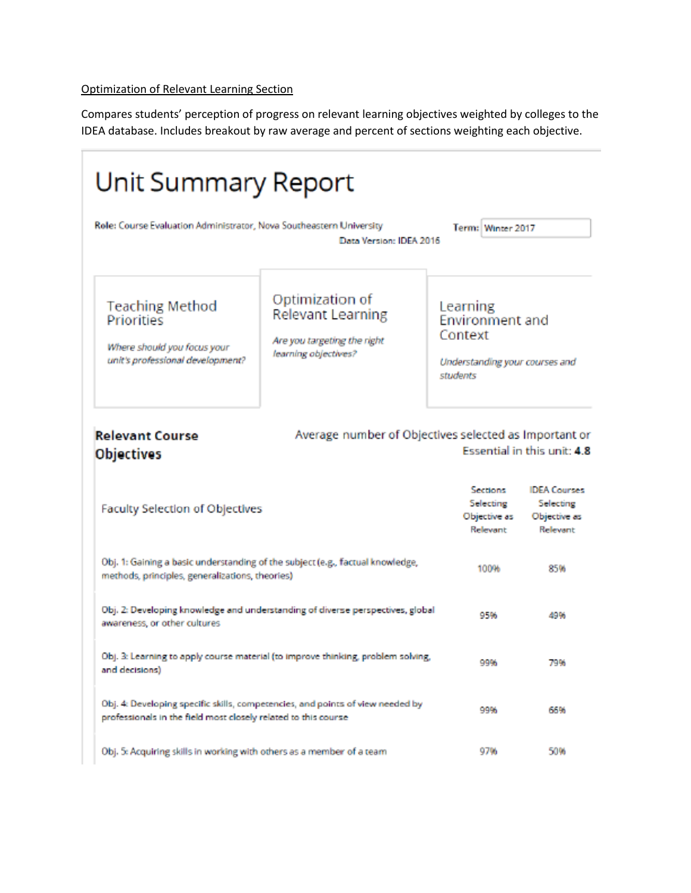Optimization of Relevant Learning Section

Compares students' perception of progress on relevant learning objectives weighted by colleges to the IDEA database. Includes breakout by raw average and percent of sections weighting each objective.

# Unit Summary Report

**Role:** Course Evaluation Administrator, Nova Southeastern University

**Term:** Winter 2017

Data Version: IDEA 2016

### Teaching Method Priorities

*Where should you focus your unit's professional development?*

### Optimization of Relevant Learning

*Are you targeting the right learning objectives?*

### Learning Environment and Context

*Understanding your courses and students*

**Relevant Course Objectives**

Average number of Objectives selected as Important or Essential in this unit: **4.8**

| Faculty Selection of Objectives | Sections Selecting Objective as Relevant | IDEA Courses Selecting Objective as Relevant |
|---|---|---|
| Obj. 1: Gaining a basic understanding of the subject (e.g., factual knowledge, methods, principles, generalizations, theories) | 100% | 85% |
| Obj. 2: Developing knowledge and understanding of diverse perspectives, global awareness, or other cultures | 95% | 49% |
| Obj. 3: Learning to apply course material (to improve thinking, problem solving, and decisions) | 99% | 79% |
| Obj. 4: Developing specific skills, competencies, and points of view needed by professionals in the field most closely related to this course | 99% | 66% |
| Obj. 5: Acquiring skills in working with others as a member of a team | 97% | 50% |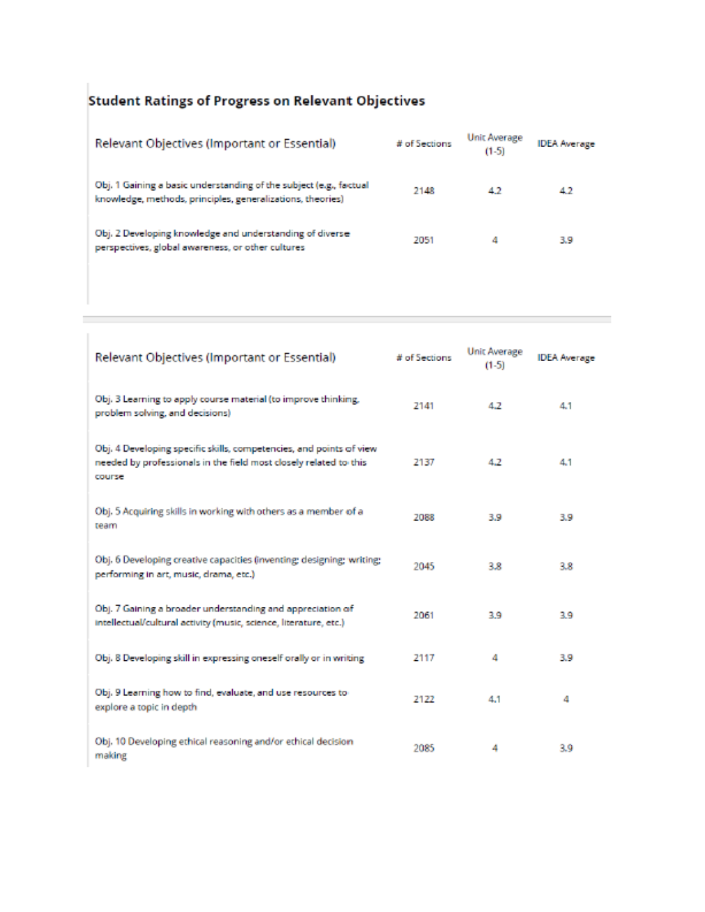## Student Ratings of Progress on Relevant Objectives

| Relevant Objectives (Important or Essential) | # of Sections | Unit Average (1-5) | IDEA Average |
|---|---|---|---|
| Obj. 1 Gaining a basic understanding of the subject (e.g., factual knowledge, methods, principles, generalizations, theories) | 2148 | 4.2 | 4.2 |
| Obj. 2 Developing knowledge and understanding of diverse perspectives, global awareness, or other cultures | 2051 | 4 | 3.9 |

| Relevant Objectives (Important or Essential) | # of Sections | Unit Average (1-5) | IDEA Average |
|---|---|---|---|
| Obj. 3 Learning to apply course material (to improve thinking, problem solving, and decisions) | 2141 | 4.2 | 4.1 |
| Obj. 4 Developing specific skills, competencies, and points of view needed by professionals in the field most closely related to this course | 2137 | 4.2 | 4.1 |
| Obj. 5 Acquiring skills in working with others as a member of a team | 2088 | 3.9 | 3.9 |
| Obj. 6 Developing creative capacities (inventing; designing; writing; performing in art, music, drama, etc.) | 2045 | 3.8 | 3.8 |
| Obj. 7 Gaining a broader understanding and appreciation of intellectual/cultural activity (music, science, literature, etc.) | 2061 | 3.9 | 3.9 |
| Obj. 8 Developing skill in expressing oneself orally or in writing | 2117 | 4 | 3.9 |
| Obj. 9 Learning how to find, evaluate, and use resources to explore a topic in depth | 2122 | 4.1 | 4 |
| Obj. 10 Developing ethical reasoning and/or ethical decision making | 2085 | 4 | 3.9 |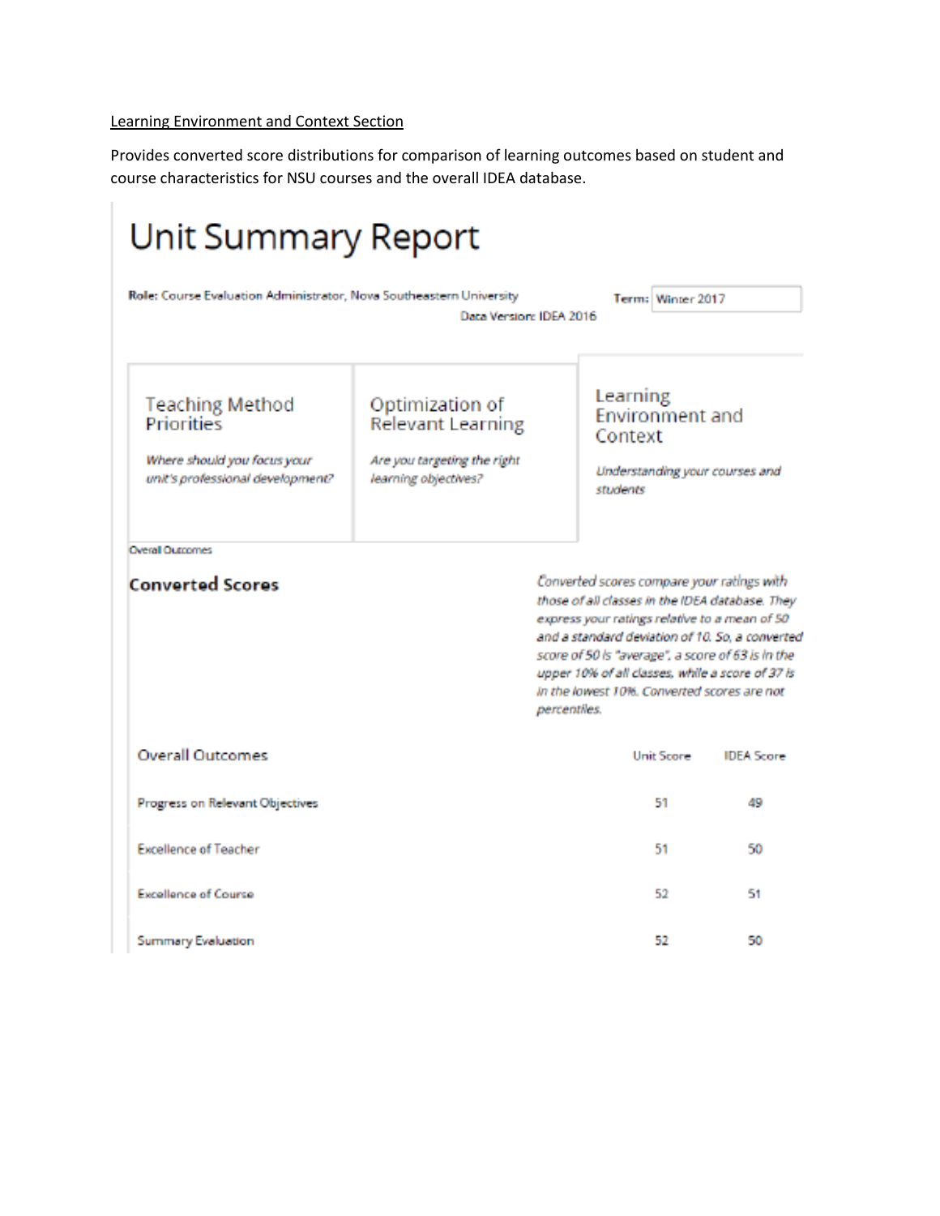Learning Environment and Context Section

Provides converted score distributions for comparison of learning outcomes based on student and course characteristics for NSU courses and the overall IDEA database.

# Unit Summary Report

**Role:** Course Evaluation Administrator, Nova Southeastern University

**Term:** Winter 2017

Data Version: IDEA 2016

| Teaching Method Priorities | Optimization of Relevant Learning | Learning Environment and Context |
|---|---|---|
| *Where should you focus your unit's professional development?* | *Are you targeting the right learning objectives?* | *Understanding your courses and students* |

Overall Outcomes

## Converted Scores

*Converted scores compare your ratings with those of all classes in the IDEA database. They express your ratings relative to a mean of 50 and a standard deviation of 10. So, a converted score of 50 is "average", a score of 63 is in the upper 10% of all classes, while a score of 37 is in the lowest 10%. Converted scores are not percentiles.*

| Overall Outcomes | Unit Score | IDEA Score |
|---|---|---|
| Progress on Relevant Objectives | 51 | 49 |
| Excellence of Teacher | 51 | 50 |
| Excellence of Course | 52 | 51 |
| Summary Evaluation | 52 | 50 |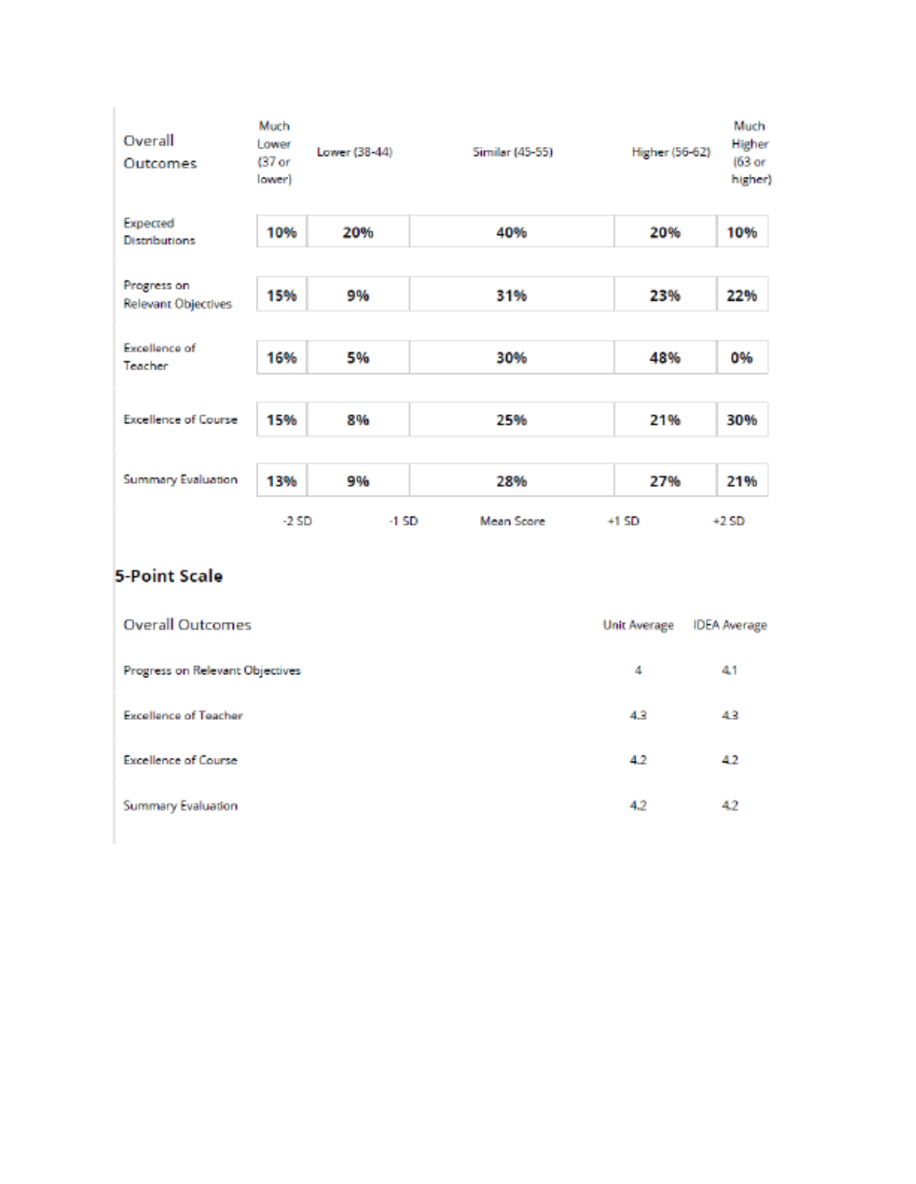| Overall Outcomes | Much Lower (37 or lower) | Lower (38-44) | Similar (45-55) | Higher (56-62) | Much Higher (63 or higher) |
| --- | --- | --- | --- | --- | --- |
| Expected Distributions | 10% | 20% | 40% | 20% | 10% |
| Progress on Relevant Objectives | 15% | 9% | 31% | 23% | 22% |
| Excellence of Teacher | 16% | 5% | 30% | 48% | 0% |
| Excellence of Course | 15% | 8% | 25% | 21% | 30% |
| Summary Evaluation | 13% | 9% | 28% | 27% | 21% |
| | -2 SD | -1 SD | Mean Score | +1 SD | +2 SD |

## 5-Point Scale

| Overall Outcomes | Unit Average | IDEA Average |
| --- | --- | --- |
| Progress on Relevant Objectives | 4 | 4.1 |
| Excellence of Teacher | 4.3 | 4.3 |
| Excellence of Course | 4.2 | 4.2 |
| Summary Evaluation | 4.2 | 4.2 |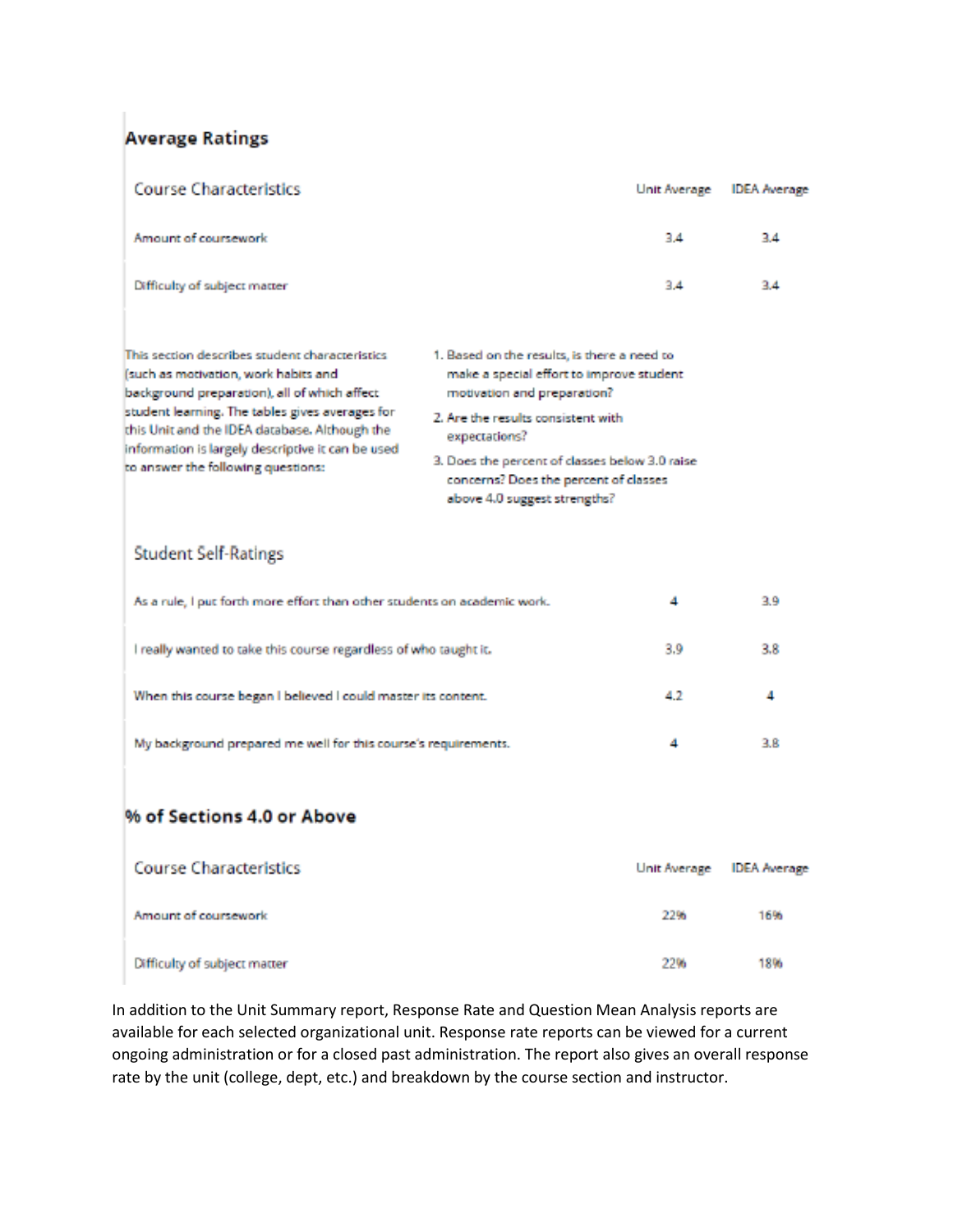## Average Ratings

| Course Characteristics | Unit Average | IDEA Average |
| --- | --- | --- |
| Amount of coursework | 3.4 | 3.4 |
| Difficulty of subject matter | 3.4 | 3.4 |

This section describes student characteristics (such as motivation, work habits and background preparation), all of which affect student learning. The tables gives averages for this Unit and the IDEA database. Although the information is largely descriptive it can be used to answer the following questions:

1. Based on the results, is there a need to make a special effort to improve student motivation and preparation?
2. Are the results consistent with expectations?
3. Does the percent of classes below 3.0 raise concerns? Does the percent of classes above 4.0 suggest strengths?

| Student Self-Ratings | Unit Average | IDEA Average |
| --- | --- | --- |
| As a rule, I put forth more effort than other students on academic work. | 4 | 3.9 |
| I really wanted to take this course regardless of who taught it. | 3.9 | 3.8 |
| When this course began I believed I could master its content. | 4.2 | 4 |
| My background prepared me well for this course's requirements. | 4 | 3.8 |

## % of Sections 4.0 or Above

| Course Characteristics | Unit Average | IDEA Average |
| --- | --- | --- |
| Amount of coursework | 22% | 16% |
| Difficulty of subject matter | 22% | 18% |

In addition to the Unit Summary report, Response Rate and Question Mean Analysis reports are available for each selected organizational unit. Response rate reports can be viewed for a current ongoing administration or for a closed past administration. The report also gives an overall response rate by the unit (college, dept, etc.) and breakdown by the course section and instructor.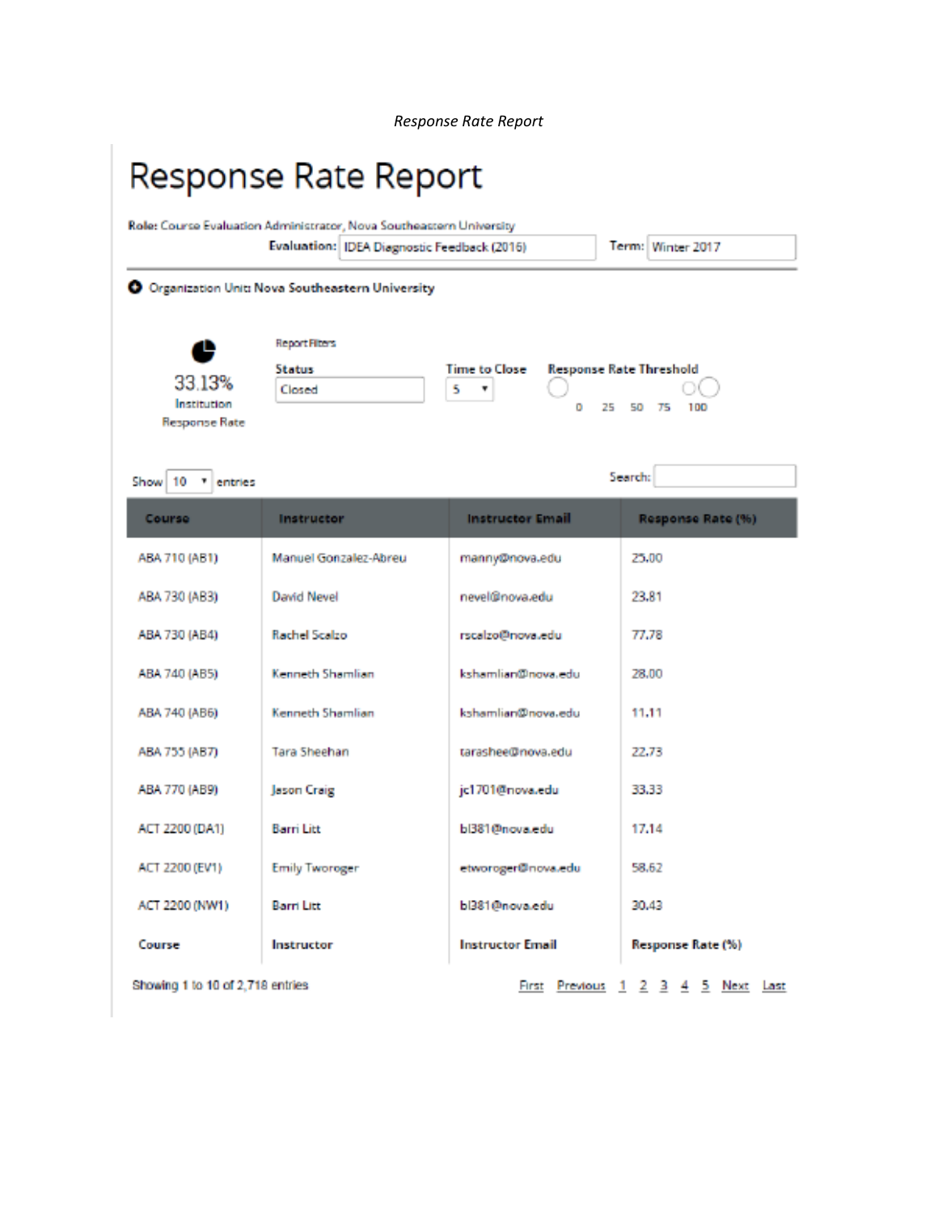*Response Rate Report*

# Response Rate Report

**Role:** Course Evaluation Administrator, Nova Southeastern University

**Evaluation:** IDEA Diagnostic Feedback (2016) **Term:** Winter 2017

Organization Unit: **Nova Southeastern University**

33.13%
Institution Response Rate

Report Filters

**Status**: Closed

**Time to Close**: 5

**Response Rate Threshold**: 0 25 50 75 100

Show 10 entries

Search:

| Course | Instructor | Instructor Email | Response Rate (%) |
|---|---|---|---|
| ABA 710 (AB1) | Manuel Gonzalez-Abreu | manny@nova.edu | 25.00 |
| ABA 730 (AB3) | David Nevel | nevel@nova.edu | 23.81 |
| ABA 730 (AB4) | Rachel Scalzo | rscalzo@nova.edu | 77.78 |
| ABA 740 (AB5) | Kenneth Shamlian | kshamlian@nova.edu | 28.00 |
| ABA 740 (AB6) | Kenneth Shamlian | kshamlian@nova.edu | 11.11 |
| ABA 755 (AB7) | Tara Sheehan | tarashee@nova.edu | 22.73 |
| ABA 770 (AB9) | Jason Craig | jc1701@nova.edu | 33.33 |
| ACT 2200 (DA1) | Barri Litt | bl381@nova.edu | 17.14 |
| ACT 2200 (EV1) | Emily Tworoger | etworoger@nova.edu | 58.62 |
| ACT 2200 (NW1) | Barri Litt | bl381@nova.edu | 30.43 |
| **Course** | **Instructor** | **Instructor Email** | **Response Rate (%)** |

Showing 1 to 10 of 2,718 entries

First Previous 1 2 3 4 5 Next Last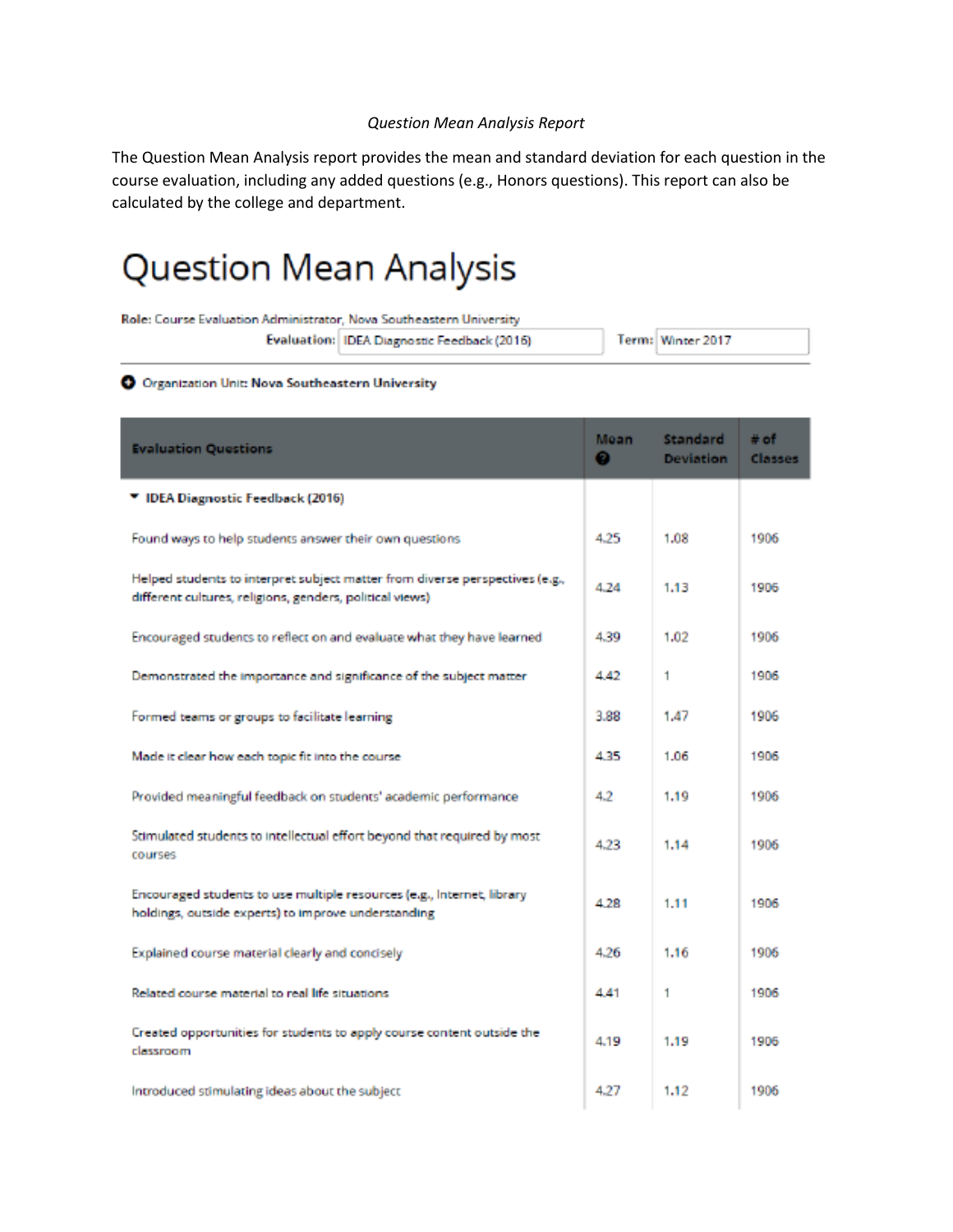*Question Mean Analysis Report*

The Question Mean Analysis report provides the mean and standard deviation for each question in the course evaluation, including any added questions (e.g., Honors questions). This report can also be calculated by the college and department.

# Question Mean Analysis

**Role:** Course Evaluation Administrator, Nova Southeastern University

**Evaluation:** IDEA Diagnostic Feedback (2016) **Term:** Winter 2017

Organization Unit: **Nova Southeastern University**

| Evaluation Questions | Mean | Standard Deviation | # of Classes |
|---|---|---|---|
| **IDEA Diagnostic Feedback (2016)** | | | |
| Found ways to help students answer their own questions | 4.25 | 1.08 | 1906 |
| Helped students to interpret subject matter from diverse perspectives (e.g., different cultures, religions, genders, political views) | 4.24 | 1.13 | 1906 |
| Encouraged students to reflect on and evaluate what they have learned | 4.39 | 1.02 | 1906 |
| Demonstrated the importance and significance of the subject matter | 4.42 | 1 | 1906 |
| Formed teams or groups to facilitate learning | 3.88 | 1.47 | 1906 |
| Made it clear how each topic fit into the course | 4.35 | 1.06 | 1906 |
| Provided meaningful feedback on students' academic performance | 4.2 | 1.19 | 1906 |
| Stimulated students to intellectual effort beyond that required by most courses | 4.23 | 1.14 | 1906 |
| Encouraged students to use multiple resources (e.g., Internet, library holdings, outside experts) to improve understanding | 4.28 | 1.11 | 1906 |
| Explained course material clearly and concisely | 4.26 | 1.16 | 1906 |
| Related course material to real life situations | 4.41 | 1 | 1906 |
| Created opportunities for students to apply course content outside the classroom | 4.19 | 1.19 | 1906 |
| Introduced stimulating ideas about the subject | 4.27 | 1.12 | 1906 |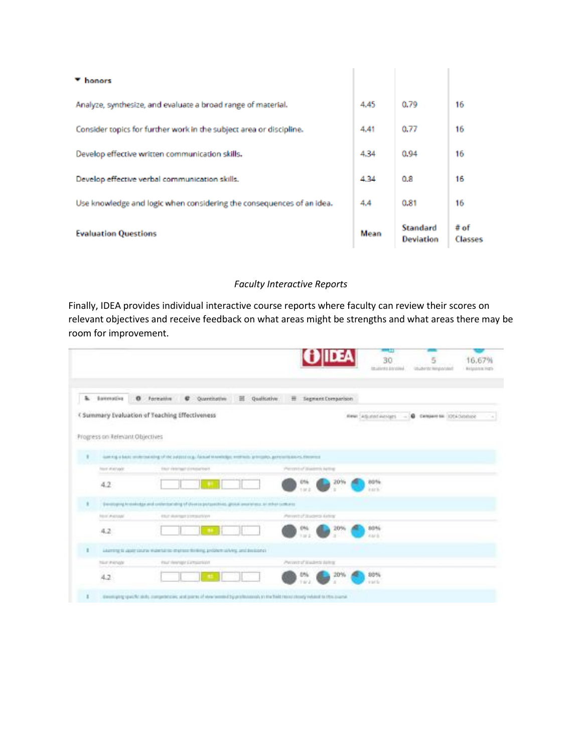| ▾ honors | | | |
|---|---|---|---|
| Analyze, synthesize, and evaluate a broad range of material. | 4.45 | 0.79 | 16 |
| Consider topics for further work in the subject area or discipline. | 4.41 | 0.77 | 16 |
| Develop effective written communication skills. | 4.34 | 0.94 | 16 |
| Develop effective verbal communication skills. | 4.34 | 0.8 | 16 |
| Use knowledge and logic when considering the consequences of an idea. | 4.4 | 0.81 | 16 |
| **Evaluation Questions** | **Mean** | **Standard Deviation** | **# of Classes** |

*Faculty Interactive Reports*

Finally, IDEA provides individual interactive course reports where faculty can review their scores on relevant objectives and receive feedback on what areas might be strengths and what areas there may be room for improvement.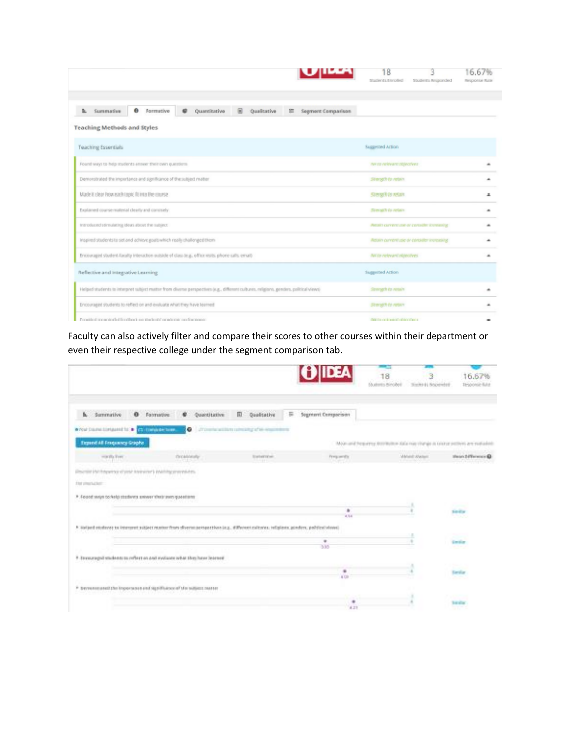Faculty can also actively filter and compare their scores to other courses within their department or even their respective college under the segment comparison tab.